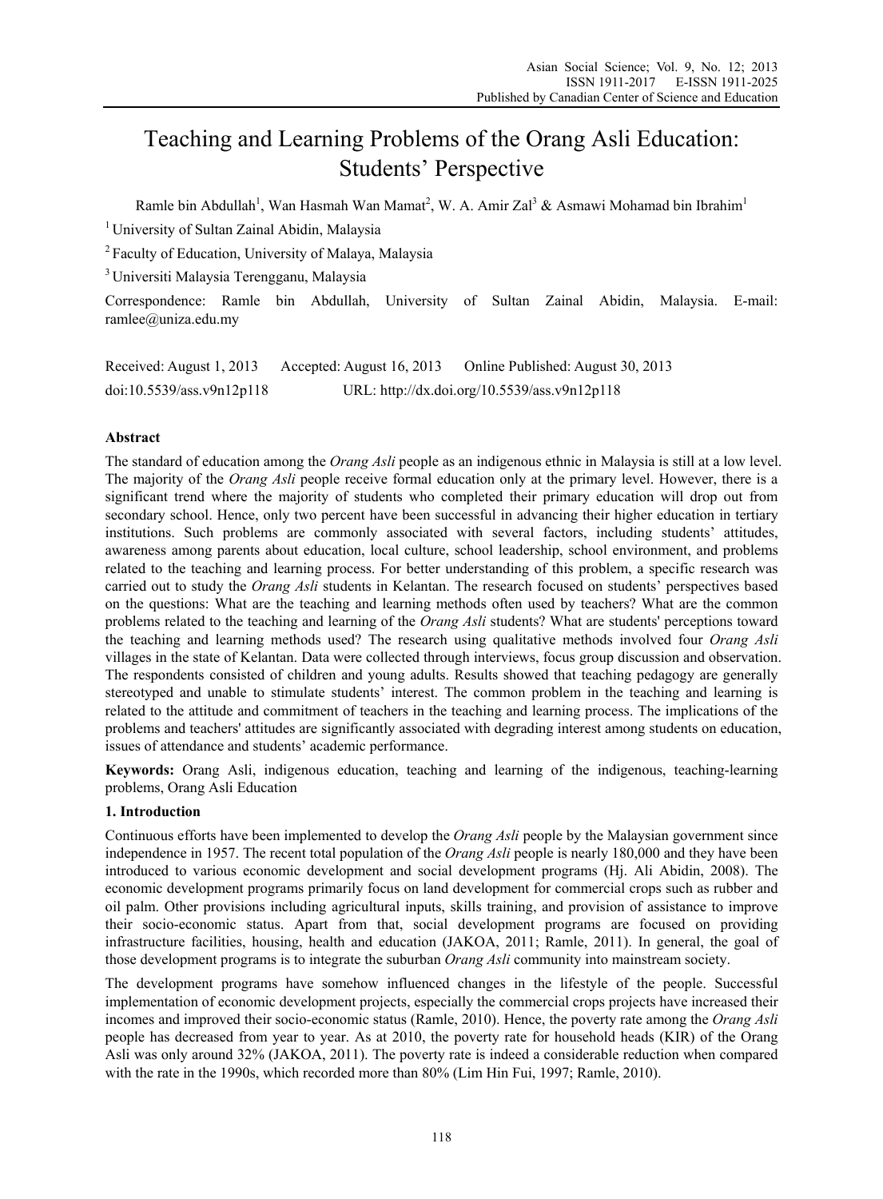# Teaching and Learning Problems of the Orang Asli Education: Students' Perspective

Ramle bin Abdullah[1], Wan Hasmah Wan Mamat[2], W. A. Amir Zal[3] & Asmawi Mohamad bin Ibrahim[1]

[1] University of Sultan Zainal Abidin, Malaysia

[2] Faculty of Education, University of Malaya, Malaysia

[3] Universiti Malaysia Terengganu, Malaysia

Correspondence: Ramle bin Abdullah, University of Sultan Zainal Abidin, Malaysia. E-mail: ramlee@uniza.edu.my

Received: August 1, 2013 Accepted: August 16, 2013 Online Published: August 30, 2013

doi:10.5539/ass.v9n12p118 URL: http://dx.doi.org/10.5539/ass.v9n12p118

## Abstract

The standard of education among the *Orang Asli* people as an indigenous ethnic in Malaysia is still at a low level. The majority of the *Orang Asli* people receive formal education only at the primary level. However, there is a significant trend where the majority of students who completed their primary education will drop out from secondary school. Hence, only two percent have been successful in advancing their higher education in tertiary institutions. Such problems are commonly associated with several factors, including students' attitudes, awareness among parents about education, local culture, school leadership, school environment, and problems related to the teaching and learning process. For better understanding of this problem, a specific research was carried out to study the *Orang Asli* students in Kelantan. The research focused on students' perspectives based on the questions: What are the teaching and learning methods often used by teachers? What are the common problems related to the teaching and learning of the *Orang Asli* students? What are students' perceptions toward the teaching and learning methods used? The research using qualitative methods involved four *Orang Asli* villages in the state of Kelantan. Data were collected through interviews, focus group discussion and observation. The respondents consisted of children and young adults. Results showed that teaching pedagogy are generally stereotyped and unable to stimulate students' interest. The common problem in the teaching and learning is related to the attitude and commitment of teachers in the teaching and learning process. The implications of the problems and teachers' attitudes are significantly associated with degrading interest among students on education, issues of attendance and students' academic performance.

**Keywords:** Orang Asli, indigenous education, teaching and learning of the indigenous, teaching-learning problems, Orang Asli Education

## 1. Introduction

Continuous efforts have been implemented to develop the *Orang Asli* people by the Malaysian government since independence in 1957. The recent total population of the *Orang Asli* people is nearly 180,000 and they have been introduced to various economic development and social development programs (Hj. Ali Abidin, 2008). The economic development programs primarily focus on land development for commercial crops such as rubber and oil palm. Other provisions including agricultural inputs, skills training, and provision of assistance to improve their socio-economic status. Apart from that, social development programs are focused on providing infrastructure facilities, housing, health and education (JAKOA, 2011; Ramle, 2011). In general, the goal of those development programs is to integrate the suburban *Orang Asli* community into mainstream society.

The development programs have somehow influenced changes in the lifestyle of the people. Successful implementation of economic development projects, especially the commercial crops projects have increased their incomes and improved their socio-economic status (Ramle, 2010). Hence, the poverty rate among the *Orang Asli* people has decreased from year to year. As at 2010, the poverty rate for household heads (KIR) of the Orang Asli was only around 32% (JAKOA, 2011). The poverty rate is indeed a considerable reduction when compared with the rate in the 1990s, which recorded more than 80% (Lim Hin Fui, 1997; Ramle, 2010).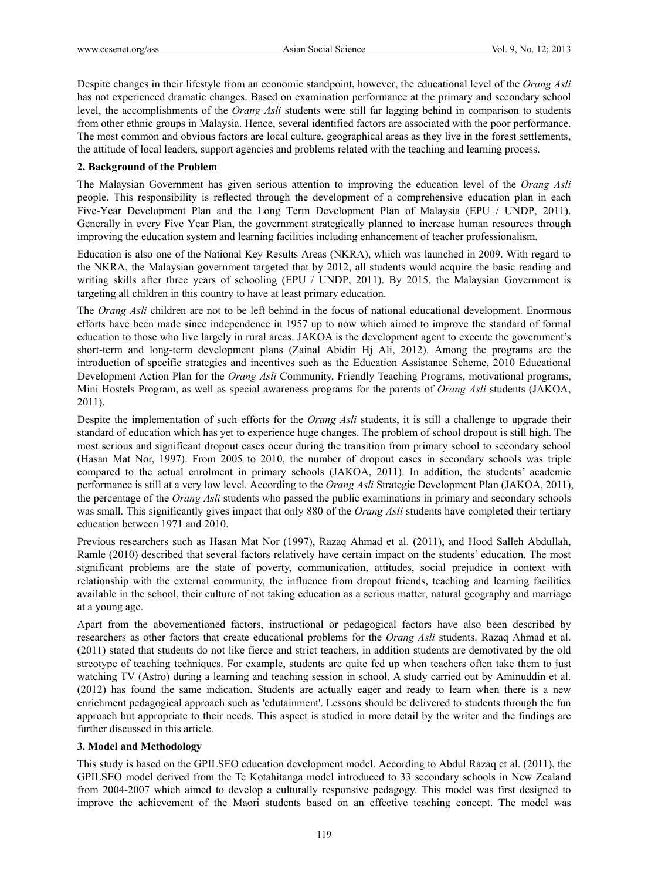Despite changes in their lifestyle from an economic standpoint, however, the educational level of the *Orang Asli* has not experienced dramatic changes. Based on examination performance at the primary and secondary school level, the accomplishments of the *Orang Asli* students were still far lagging behind in comparison to students from other ethnic groups in Malaysia. Hence, several identified factors are associated with the poor performance. The most common and obvious factors are local culture, geographical areas as they live in the forest settlements, the attitude of local leaders, support agencies and problems related with the teaching and learning process.

## 2. Background of the Problem

The Malaysian Government has given serious attention to improving the education level of the *Orang Asli* people. This responsibility is reflected through the development of a comprehensive education plan in each Five-Year Development Plan and the Long Term Development Plan of Malaysia (EPU / UNDP, 2011). Generally in every Five Year Plan, the government strategically planned to increase human resources through improving the education system and learning facilities including enhancement of teacher professionalism.

Education is also one of the National Key Results Areas (NKRA), which was launched in 2009. With regard to the NKRA, the Malaysian government targeted that by 2012, all students would acquire the basic reading and writing skills after three years of schooling (EPU / UNDP, 2011). By 2015, the Malaysian Government is targeting all children in this country to have at least primary education.

The *Orang Asli* children are not to be left behind in the focus of national educational development. Enormous efforts have been made since independence in 1957 up to now which aimed to improve the standard of formal education to those who live largely in rural areas. JAKOA is the development agent to execute the government's short-term and long-term development plans (Zainal Abidin Hj Ali, 2012). Among the programs are the introduction of specific strategies and incentives such as the Education Assistance Scheme, 2010 Educational Development Action Plan for the *Orang Asli* Community, Friendly Teaching Programs, motivational programs, Mini Hostels Program, as well as special awareness programs for the parents of *Orang Asli* students (JAKOA, 2011).

Despite the implementation of such efforts for the *Orang Asli* students, it is still a challenge to upgrade their standard of education which has yet to experience huge changes. The problem of school dropout is still high. The most serious and significant dropout cases occur during the transition from primary school to secondary school (Hasan Mat Nor, 1997). From 2005 to 2010, the number of dropout cases in secondary schools was triple compared to the actual enrolment in primary schools (JAKOA, 2011). In addition, the students' academic performance is still at a very low level. According to the *Orang Asli* Strategic Development Plan (JAKOA, 2011), the percentage of the *Orang Asli* students who passed the public examinations in primary and secondary schools was small. This significantly gives impact that only 880 of the *Orang Asli* students have completed their tertiary education between 1971 and 2010.

Previous researchers such as Hasan Mat Nor (1997), Razaq Ahmad et al. (2011), and Hood Salleh Abdullah, Ramle (2010) described that several factors relatively have certain impact on the students' education. The most significant problems are the state of poverty, communication, attitudes, social prejudice in context with relationship with the external community, the influence from dropout friends, teaching and learning facilities available in the school, their culture of not taking education as a serious matter, natural geography and marriage at a young age.

Apart from the abovementioned factors, instructional or pedagogical factors have also been described by researchers as other factors that create educational problems for the *Orang Asli* students. Razaq Ahmad et al. (2011) stated that students do not like fierce and strict teachers, in addition students are demotivated by the old streotype of teaching techniques. For example, students are quite fed up when teachers often take them to just watching TV (Astro) during a learning and teaching session in school. A study carried out by Aminuddin et al. (2012) has found the same indication. Students are actually eager and ready to learn when there is a new enrichment pedagogical approach such as 'edutainment'. Lessons should be delivered to students through the fun approach but appropriate to their needs. This aspect is studied in more detail by the writer and the findings are further discussed in this article.

## 3. Model and Methodology

This study is based on the GPILSEO education development model. According to Abdul Razaq et al. (2011), the GPILSEO model derived from the Te Kotahitanga model introduced to 33 secondary schools in New Zealand from 2004-2007 which aimed to develop a culturally responsive pedagogy. This model was first designed to improve the achievement of the Maori students based on an effective teaching concept. The model was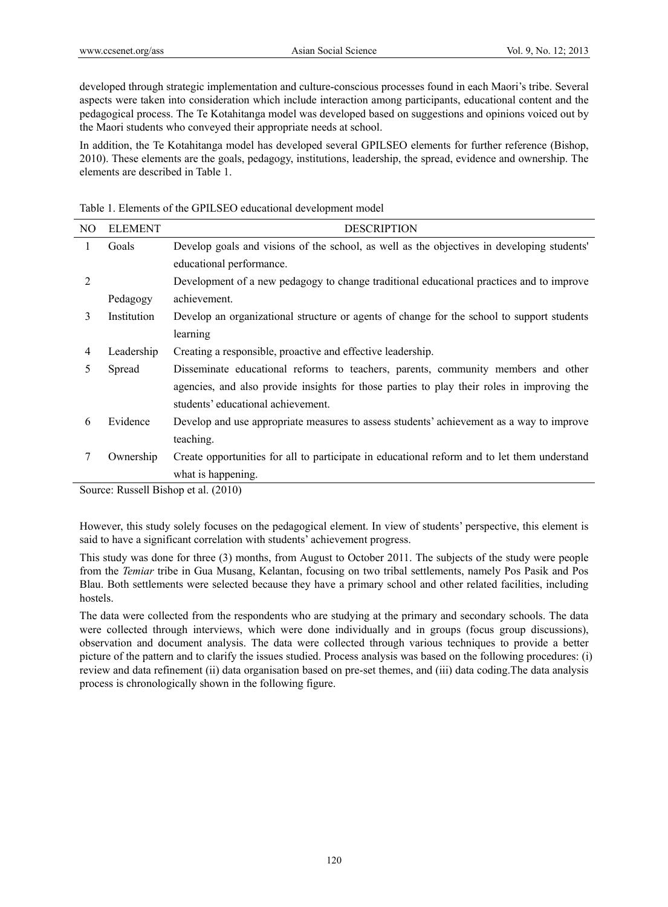developed through strategic implementation and culture-conscious processes found in each Maori's tribe. Several aspects were taken into consideration which include interaction among participants, educational content and the pedagogical process. The Te Kotahitanga model was developed based on suggestions and opinions voiced out by the Maori students who conveyed their appropriate needs at school.

In addition, the Te Kotahitanga model has developed several GPILSEO elements for further reference (Bishop, 2010). These elements are the goals, pedagogy, institutions, leadership, the spread, evidence and ownership. The elements are described in Table 1.

Table 1. Elements of the GPILSEO educational development model

| NO | ELEMENT | DESCRIPTION |
|---|---|---|
| 1 | Goals | Develop goals and visions of the school, as well as the objectives in developing students' educational performance. |
| 2 | Pedagogy | Development of a new pedagogy to change traditional educational practices and to improve achievement. |
| 3 | Institution | Develop an organizational structure or agents of change for the school to support students learning |
| 4 | Leadership | Creating a responsible, proactive and effective leadership. |
| 5 | Spread | Disseminate educational reforms to teachers, parents, community members and other agencies, and also provide insights for those parties to play their roles in improving the students' educational achievement. |
| 6 | Evidence | Develop and use appropriate measures to assess students' achievement as a way to improve teaching. |
| 7 | Ownership | Create opportunities for all to participate in educational reform and to let them understand what is happening. |

Source: Russell Bishop et al. (2010)

However, this study solely focuses on the pedagogical element. In view of students' perspective, this element is said to have a significant correlation with students' achievement progress.

This study was done for three (3) months, from August to October 2011. The subjects of the study were people from the *Temiar* tribe in Gua Musang, Kelantan, focusing on two tribal settlements, namely Pos Pasik and Pos Blau. Both settlements were selected because they have a primary school and other related facilities, including hostels.

The data were collected from the respondents who are studying at the primary and secondary schools. The data were collected through interviews, which were done individually and in groups (focus group discussions), observation and document analysis. The data were collected through various techniques to provide a better picture of the pattern and to clarify the issues studied. Process analysis was based on the following procedures: (i) review and data refinement (ii) data organisation based on pre-set themes, and (iii) data coding.The data analysis process is chronologically shown in the following figure.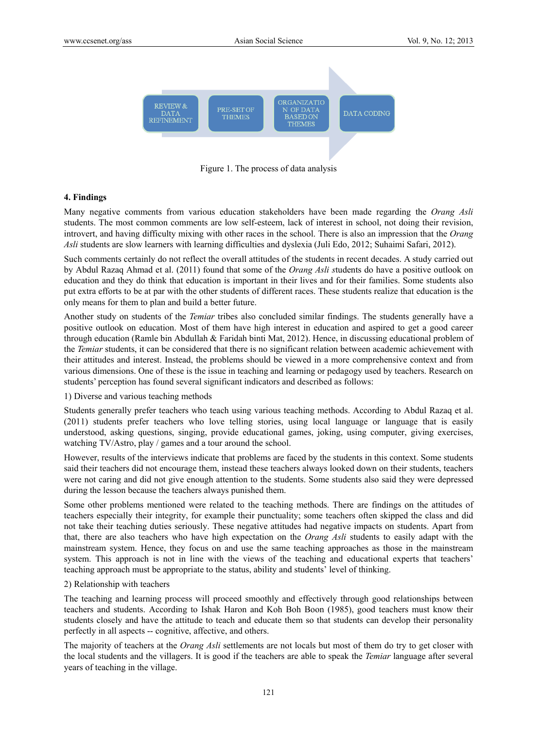REVIEW & DATA REFINEMENT → PRE-SET OF THEMES → ORGANIZATION OF DATA BASED ON THEMES → DATA CODING

Figure 1. The process of data analysis

### 4. Findings

Many negative comments from various education stakeholders have been made regarding the *Orang Asli* students. The most common comments are low self-esteem, lack of interest in school, not doing their revision, introvert, and having difficulty mixing with other races in the school. There is also an impression that the *Orang Asli* students are slow learners with learning difficulties and dyslexia (Juli Edo, 2012; Suhaimi Safari, 2012).

Such comments certainly do not reflect the overall attitudes of the students in recent decades. A study carried out by Abdul Razaq Ahmad et al. (2011) found that some of the *Orang Asli s*tudents do have a positive outlook on education and they do think that education is important in their lives and for their families. Some students also put extra efforts to be at par with the other students of different races. These students realize that education is the only means for them to plan and build a better future.

Another study on students of the *Temiar* tribes also concluded similar findings. The students generally have a positive outlook on education. Most of them have high interest in education and aspired to get a good career through education (Ramle bin Abdullah & Faridah binti Mat, 2012). Hence, in discussing educational problem of the *Temiar* students, it can be considered that there is no significant relation between academic achievement with their attitudes and interest. Instead, the problems should be viewed in a more comprehensive context and from various dimensions. One of these is the issue in teaching and learning or pedagogy used by teachers. Research on students' perception has found several significant indicators and described as follows:

1) Diverse and various teaching methods

Students generally prefer teachers who teach using various teaching methods. According to Abdul Razaq et al. (2011) students prefer teachers who love telling stories, using local language or language that is easily understood, asking questions, singing, provide educational games, joking, using computer, giving exercises, watching TV/Astro, play / games and a tour around the school.

However, results of the interviews indicate that problems are faced by the students in this context. Some students said their teachers did not encourage them, instead these teachers always looked down on their students, teachers were not caring and did not give enough attention to the students. Some students also said they were depressed during the lesson because the teachers always punished them.

Some other problems mentioned were related to the teaching methods. There are findings on the attitudes of teachers especially their integrity, for example their punctuality; some teachers often skipped the class and did not take their teaching duties seriously. These negative attitudes had negative impacts on students. Apart from that, there are also teachers who have high expectation on the *Orang Asli* students to easily adapt with the mainstream system. Hence, they focus on and use the same teaching approaches as those in the mainstream system. This approach is not in line with the views of the teaching and educational experts that teachers' teaching approach must be appropriate to the status, ability and students' level of thinking.

2) Relationship with teachers

The teaching and learning process will proceed smoothly and effectively through good relationships between teachers and students. According to Ishak Haron and Koh Boh Boon (1985), good teachers must know their students closely and have the attitude to teach and educate them so that students can develop their personality perfectly in all aspects -- cognitive, affective, and others.

The majority of teachers at the *Orang Asli* settlements are not locals but most of them do try to get closer with the local students and the villagers. It is good if the teachers are able to speak the *Temiar* language after several years of teaching in the village.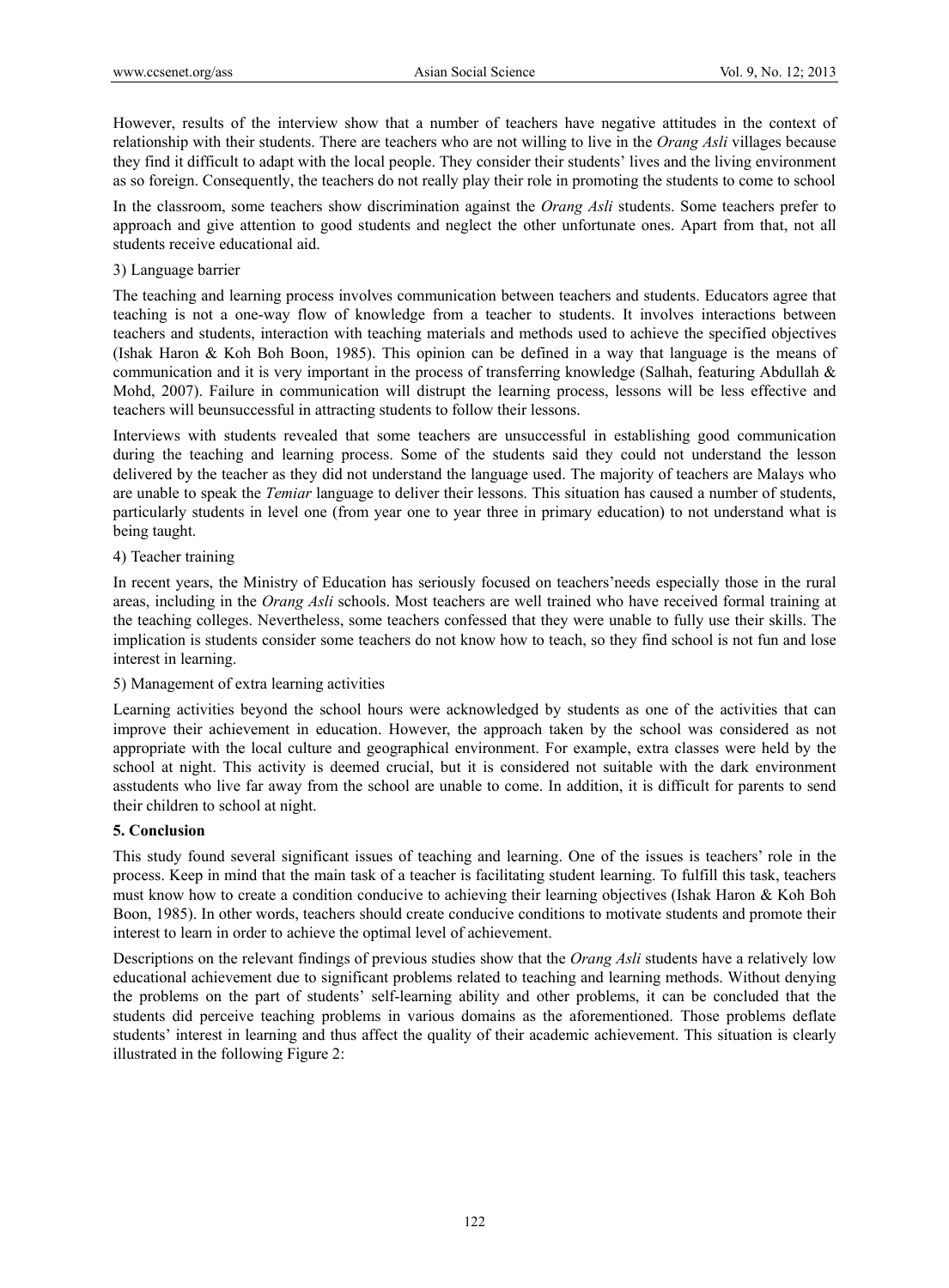However, results of the interview show that a number of teachers have negative attitudes in the context of relationship with their students. There are teachers who are not willing to live in the *Orang Asli* villages because they find it difficult to adapt with the local people. They consider their students' lives and the living environment as so foreign. Consequently, the teachers do not really play their role in promoting the students to come to school

In the classroom, some teachers show discrimination against the *Orang Asli* students. Some teachers prefer to approach and give attention to good students and neglect the other unfortunate ones. Apart from that, not all students receive educational aid.

3) Language barrier

The teaching and learning process involves communication between teachers and students. Educators agree that teaching is not a one-way flow of knowledge from a teacher to students. It involves interactions between teachers and students, interaction with teaching materials and methods used to achieve the specified objectives (Ishak Haron & Koh Boh Boon, 1985). This opinion can be defined in a way that language is the means of communication and it is very important in the process of transferring knowledge (Salhah, featuring Abdullah & Mohd, 2007). Failure in communication will distrupt the learning process, lessons will be less effective and teachers will beunsuccessful in attracting students to follow their lessons.

Interviews with students revealed that some teachers are unsuccessful in establishing good communication during the teaching and learning process. Some of the students said they could not understand the lesson delivered by the teacher as they did not understand the language used. The majority of teachers are Malays who are unable to speak the *Temiar* language to deliver their lessons. This situation has caused a number of students, particularly students in level one (from year one to year three in primary education) to not understand what is being taught.

4) Teacher training

In recent years, the Ministry of Education has seriously focused on teachers'needs especially those in the rural areas, including in the *Orang Asli* schools. Most teachers are well trained who have received formal training at the teaching colleges. Nevertheless, some teachers confessed that they were unable to fully use their skills. The implication is students consider some teachers do not know how to teach, so they find school is not fun and lose interest in learning.

5) Management of extra learning activities

Learning activities beyond the school hours were acknowledged by students as one of the activities that can improve their achievement in education. However, the approach taken by the school was considered as not appropriate with the local culture and geographical environment. For example, extra classes were held by the school at night. This activity is deemed crucial, but it is considered not suitable with the dark environment asstudents who live far away from the school are unable to come. In addition, it is difficult for parents to send their children to school at night.

## 5. Conclusion

This study found several significant issues of teaching and learning. One of the issues is teachers' role in the process. Keep in mind that the main task of a teacher is facilitating student learning. To fulfill this task, teachers must know how to create a condition conducive to achieving their learning objectives (Ishak Haron & Koh Boh Boon, 1985). In other words, teachers should create conducive conditions to motivate students and promote their interest to learn in order to achieve the optimal level of achievement.

Descriptions on the relevant findings of previous studies show that the *Orang Asli* students have a relatively low educational achievement due to significant problems related to teaching and learning methods. Without denying the problems on the part of students' self-learning ability and other problems, it can be concluded that the students did perceive teaching problems in various domains as the aforementioned. Those problems deflate students' interest in learning and thus affect the quality of their academic achievement. This situation is clearly illustrated in the following Figure 2: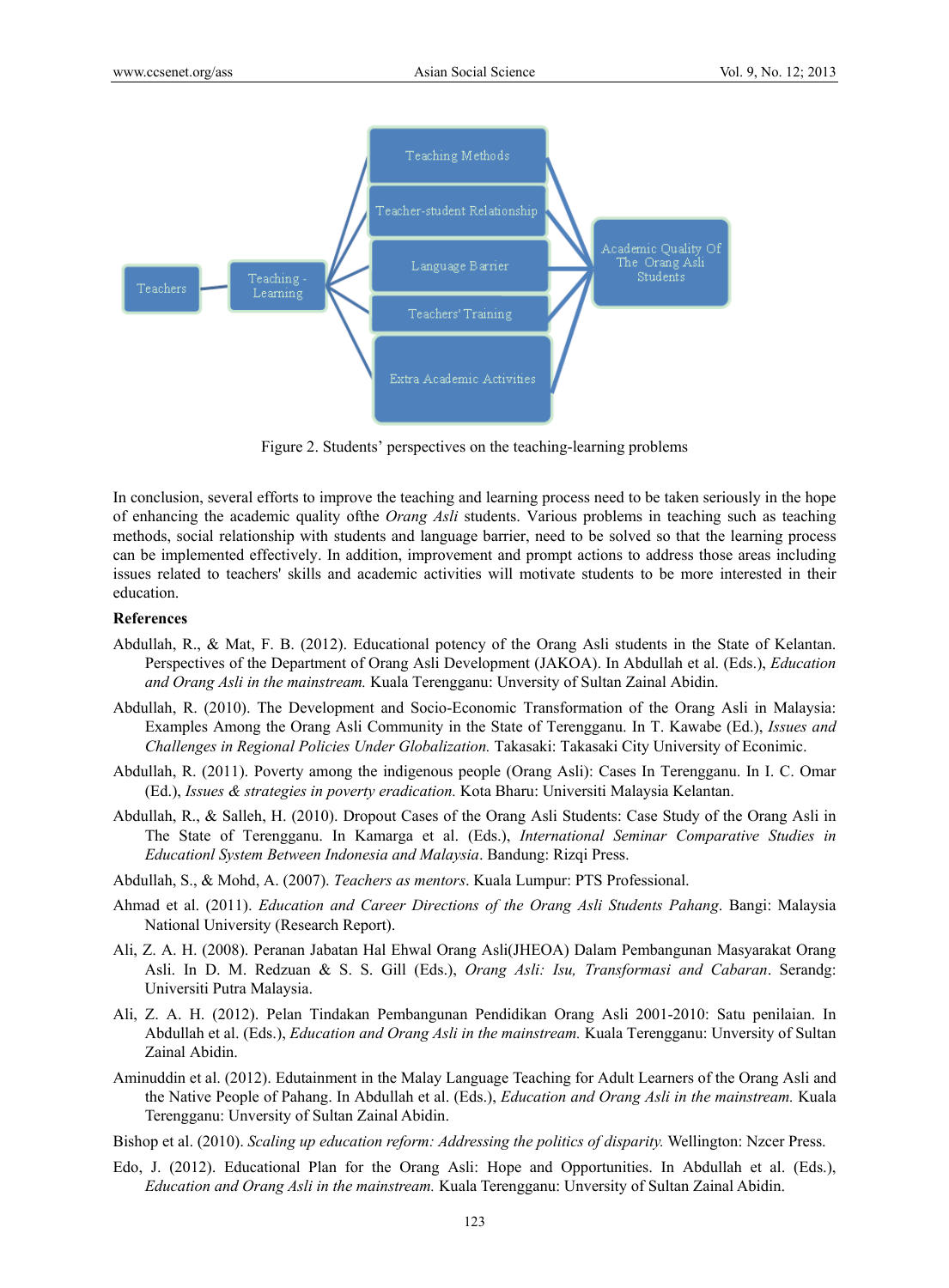Figure 2. Students' perspectives on the teaching-learning problems

In conclusion, several efforts to improve the teaching and learning process need to be taken seriously in the hope of enhancing the academic quality ofthe *Orang Asli* students. Various problems in teaching such as teaching methods, social relationship with students and language barrier, need to be solved so that the learning process can be implemented effectively. In addition, improvement and prompt actions to address those areas including issues related to teachers' skills and academic activities will motivate students to be more interested in their education.

**References**

Abdullah, R., & Mat, F. B. (2012). Educational potency of the Orang Asli students in the State of Kelantan. Perspectives of the Department of Orang Asli Development (JAKOA). In Abdullah et al. (Eds.), *Education and Orang Asli in the mainstream.* Kuala Terengganu: Unversity of Sultan Zainal Abidin.

Abdullah, R. (2010). The Development and Socio-Economic Transformation of the Orang Asli in Malaysia: Examples Among the Orang Asli Community in the State of Terengganu. In T. Kawabe (Ed.), *Issues and Challenges in Regional Policies Under Globalization.* Takasaki: Takasaki City University of Econimic.

Abdullah, R. (2011). Poverty among the indigenous people (Orang Asli): Cases In Terengganu. In I. C. Omar (Ed.), *Issues & strategies in poverty eradication.* Kota Bharu: Universiti Malaysia Kelantan.

Abdullah, R., & Salleh, H. (2010). Dropout Cases of the Orang Asli Students: Case Study of the Orang Asli in The State of Terengganu. In Kamarga et al. (Eds.), *International Seminar Comparative Studies in Educationl System Between Indonesia and Malaysia*. Bandung: Rizqi Press.

Abdullah, S., & Mohd, A. (2007). *Teachers as mentors*. Kuala Lumpur: PTS Professional.

Ahmad et al. (2011). *Education and Career Directions of the Orang Asli Students Pahang*. Bangi: Malaysia National University (Research Report).

Ali, Z. A. H. (2008). Peranan Jabatan Hal Ehwal Orang Asli(JHEOA) Dalam Pembangunan Masyarakat Orang Asli. In D. M. Redzuan & S. S. Gill (Eds.), *Orang Asli: Isu, Transformasi and Cabaran*. Serandg: Universiti Putra Malaysia.

Ali, Z. A. H. (2012). Pelan Tindakan Pembangunan Pendidikan Orang Asli 2001-2010: Satu penilaian. In Abdullah et al. (Eds.), *Education and Orang Asli in the mainstream.* Kuala Terengganu: Unversity of Sultan Zainal Abidin.

Aminuddin et al. (2012). Edutainment in the Malay Language Teaching for Adult Learners of the Orang Asli and the Native People of Pahang. In Abdullah et al. (Eds.), *Education and Orang Asli in the mainstream.* Kuala Terengganu: Unversity of Sultan Zainal Abidin.

Bishop et al. (2010). *Scaling up education reform: Addressing the politics of disparity.* Wellington: Nzcer Press.

Edo, J. (2012). Educational Plan for the Orang Asli: Hope and Opportunities. In Abdullah et al. (Eds.), *Education and Orang Asli in the mainstream.* Kuala Terengganu: Unversity of Sultan Zainal Abidin.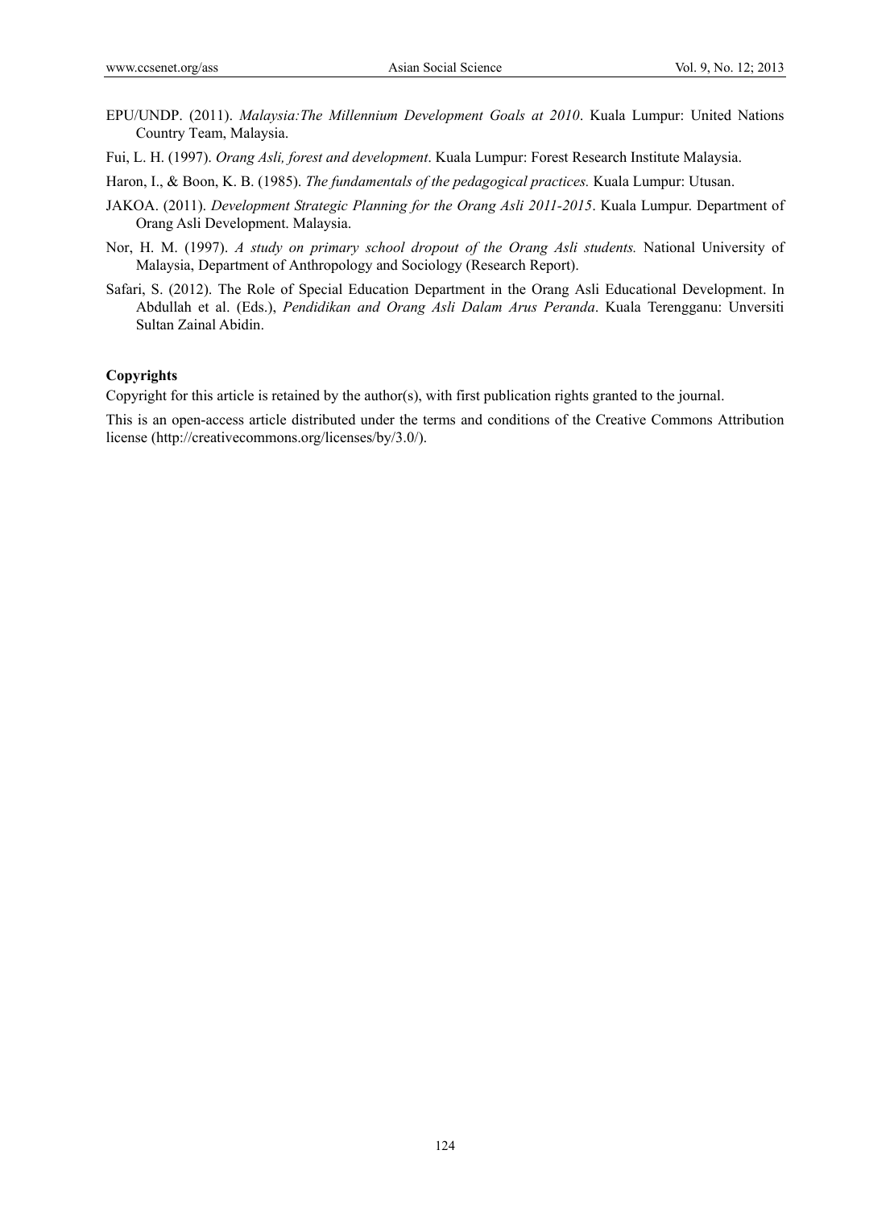EPU/UNDP. (2011). *Malaysia:The Millennium Development Goals at 2010*. Kuala Lumpur: United Nations Country Team, Malaysia.

Fui, L. H. (1997). *Orang Asli, forest and development*. Kuala Lumpur: Forest Research Institute Malaysia.

Haron, I., & Boon, K. B. (1985). *The fundamentals of the pedagogical practices.* Kuala Lumpur: Utusan.

JAKOA. (2011). *Development Strategic Planning for the Orang Asli 2011-2015*. Kuala Lumpur. Department of Orang Asli Development. Malaysia.

Nor, H. M. (1997). *A study on primary school dropout of the Orang Asli students.* National University of Malaysia, Department of Anthropology and Sociology (Research Report).

Safari, S. (2012). The Role of Special Education Department in the Orang Asli Educational Development. In Abdullah et al. (Eds.), *Pendidikan and Orang Asli Dalam Arus Peranda*. Kuala Terengganu: Unversiti Sultan Zainal Abidin.

**Copyrights**

Copyright for this article is retained by the author(s), with first publication rights granted to the journal.

This is an open-access article distributed under the terms and conditions of the Creative Commons Attribution license (http://creativecommons.org/licenses/by/3.0/).